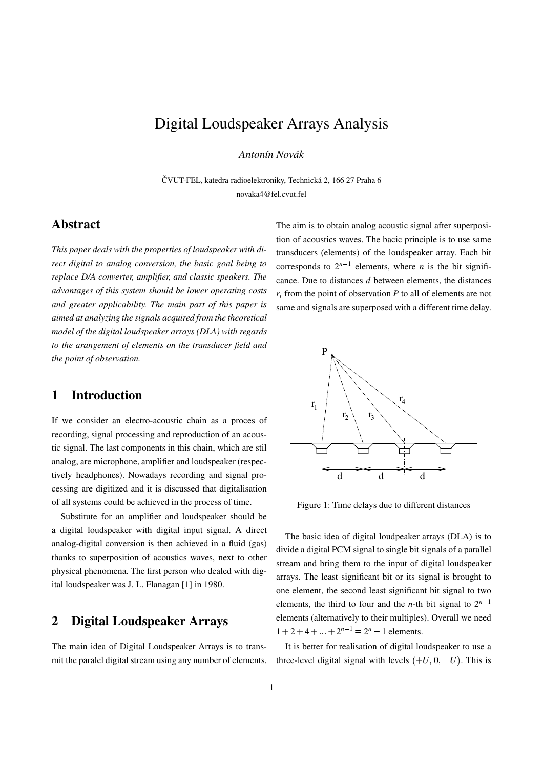# Digital Loudspeaker Arrays Analysis

*Antonín Novák*

ČVUT-FEL, katedra radioelektroniky, Technická 2, 166 27 Praha 6
novaka4@fel.cvut.fel

## Abstract

*This paper deals with the properties of loudspeaker with direct digital to analog conversion, the basic goal being to replace D/A converter, amplifier, and classic speakers. The advantages of this system should be lower operating costs and greater applicability. The main part of this paper is aimed at analyzing the signals acquired from the theoretical model of the digital loudspeaker arrays (DLA) with regards to the arangement of elements on the transducer field and the point of observation.*

## 1 Introduction

If we consider an electro-acoustic chain as a proces of recording, signal processing and reproduction of an acoustic signal. The last components in this chain, which are stil analog, are microphone, amplifier and loudspeaker (respectively headphones). Nowadays recording and signal processing are digitized and it is discussed that digitalisation of all systems could be achieved in the process of time.

Substitute for an amplifier and loudspeaker should be a digital loudspeaker with digital input signal. A direct analog-digital conversion is then achieved in a fluid (gas) thanks to superposition of acoustics waves, next to other physical phenomena. The first person who dealed with digital loudspeaker was J. L. Flanagan [1] in 1980.

## 2 Digital Loudspeaker Arrays

The main idea of Digital Loudspeaker Arrays is to transmit the paralel digital stream using any number of elements. The aim is to obtain analog acoustic signal after superposition of acoustics waves. The bacic principle is to use same transducers (elements) of the loudspeaker array. Each bit corresponds to $2^{n-1}$ elements, where $n$ is the bit significance. Due to distances $d$ between elements, the distances $r_i$ from the point of observation $P$ to all of elements are not same and signals are superposed with a different time delay.

Figure 1: Time delays due to different distances

The basic idea of digital loudpeaker arrays (DLA) is to divide a digital PCM signal to single bit signals of a parallel stream and bring them to the input of digital loudspeaker arrays. The least significant bit or its signal is brought to one element, the second least significant bit signal to two elements, the third to four and the $n$-th bit signal to $2^{n-1}$ elements (alternatively to their multiples). Overall we need $1+2+4+...+2^{n-1} = 2^n - 1$ elements.

It is better for realisation of digital loudspeaker to use a three-level digital signal with levels $(+U, 0, -U)$. This is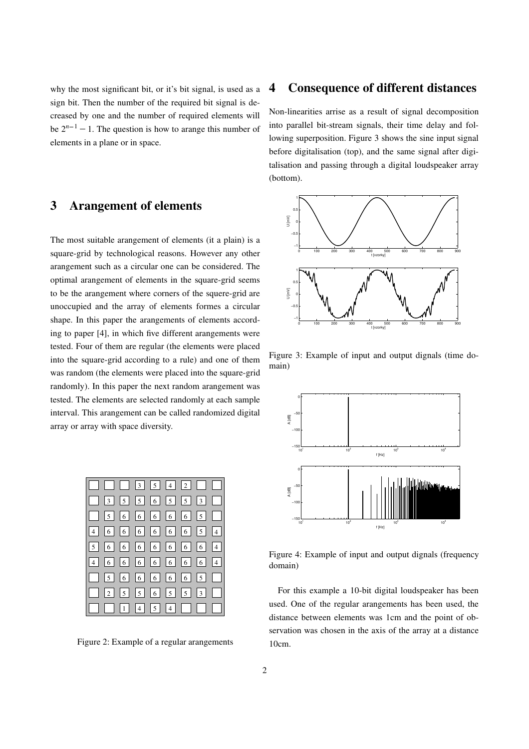why the most significant bit, or it's bit signal, is used as a sign bit. Then the number of the required bit signal is decreased by one and the number of required elements will be $2^{n-1} - 1$. The question is how to arange this number of elements in a plane or in space.

## 3 Arangement of elements

The most suitable arangement of elements (it a plain) is a square-grid by technological reasons. However any other arangement such as a circular one can be considered. The optimal arangement of elements in the square-grid seems to be the arangement where corners of the squere-grid are unoccupied and the array of elements formes a circular shape. In this paper the arangements of elements according to paper [4], in which five different arangements were tested. Four of them are regular (the elements were placed into the square-grid according to a rule) and one of them was random (the elements were placed into the square-grid randomly). In this paper the next random arangement was tested. The elements are selected randomly at each sample interval. This arangement can be called randomized digital array or array with space diversity.

| | | | | | | | | |
|---|---|---|---|---|---|---|---|---|
| | | | 3 | 5 | 4 | 2 | | |
| | 3 | 5 | 5 | 6 | 5 | 5 | 3 | |
| | 5 | 6 | 6 | 6 | 6 | 6 | 5 | |
| 4 | 6 | 6 | 6 | 6 | 6 | 6 | 5 | 4 |
| 5 | 6 | 6 | 6 | 6 | 6 | 6 | 6 | 4 |
| 4 | 6 | 6 | 6 | 6 | 6 | 6 | 6 | 4 |
| | 5 | 6 | 6 | 6 | 6 | 6 | 5 | |
| | 2 | 5 | 5 | 6 | 5 | 5 | 3 | |
| | | 1 | 4 | 5 | 4 | | | |

Figure 2: Example of a regular arangements

## 4 Consequence of different distances

Non-linearities arrise as a result of signal decomposition into parallel bit-stream signals, their time delay and following superposition. Figure 3 shows the sine input signal before digitalisation (top), and the same signal after digitalisation and passing through a digital loudspeaker array (bottom).

Figure 3: Example of input and output dignals (time domain)

Figure 4: Example of input and output dignals (frequency domain)

For this example a 10-bit digital loudspeaker has been used. One of the regular arangements has been used, the distance between elements was 1cm and the point of observation was chosen in the axis of the array at a distance 10cm.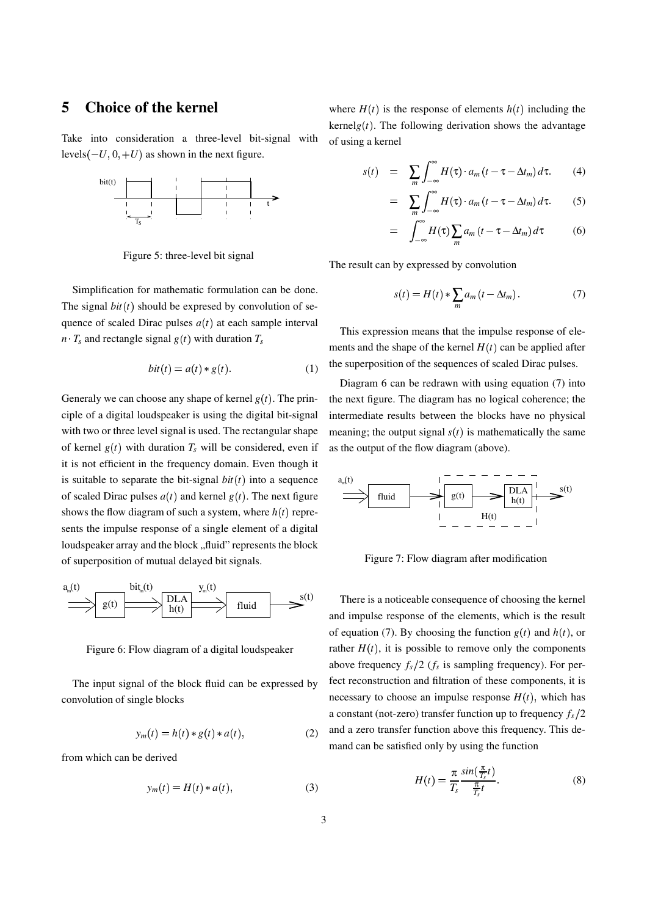## 5 Choice of the kernel

Take into consideration a three-level bit-signal with levels$(-U, 0, +U)$ as shown in the next figure.

Figure 5: three-level bit signal

Simplification for mathematic formulation can be done. The signal $bit(t)$ should be expresed by convolution of sequence of scaled Dirac pulses $a(t)$ at each sample interval $n \cdot T_s$ and rectangle signal $g(t)$ with duration $T_s$

$$bit(t) = a(t) * g(t). \tag{1}$$

Generaly we can choose any shape of kernel $g(t)$. The principle of a digital loudspeaker is using the digital bit-signal with two or three level signal is used. The rectangular shape of kernel $g(t)$ with duration $T_s$ will be considered, even if it is not efficient in the frequency domain. Even though it is suitable to separate the bit-signal $bit(t)$ into a sequence of scaled Dirac pulses $a(t)$ and kernel $g(t)$. The next figure shows the flow diagram of such a system, where $h(t)$ represents the impulse response of a single element of a digital loudspeaker array and the block „fluid" represents the block of superposition of mutual delayed bit signals.

Figure 6: Flow diagram of a digital loudspeaker

The input signal of the block fluid can be expressed by convolution of single blocks

$$y_m(t) = h(t) * g(t) * a(t), \tag{2}$$

from which can be derived

$$y_m(t) = H(t) * a(t), \tag{3}$$

where $H(t)$ is the response of elements $h(t)$ including the kernel$g(t)$. The following derivation shows the advantage of using a kernel

$$s(t) = \sum_m \int_{-\infty}^{\infty} H(\tau) \cdot a_m(t - \tau - \Delta t_m)\, d\tau. \tag{4}$$

$$= \sum_m \int_{-\infty}^{\infty} H(\tau) \cdot a_m(t - \tau - \Delta t_m)\, d\tau. \tag{5}$$

$$= \int_{-\infty}^{\infty} H(\tau) \sum_m a_m(t - \tau - \Delta t_m)\, d\tau \tag{6}$$

The result can by expressed by convolution

$$s(t) = H(t) * \sum_m a_m(t - \Delta t_m). \tag{7}$$

This expression means that the impulse response of elements and the shape of the kernel $H(t)$ can be applied after the superposition of the sequences of scaled Dirac pulses.

Diagram 6 can be redrawn with using equation (7) into the next figure. The diagram has no logical coherence; the intermediate results between the blocks have no physical meaning; the output signal $s(t)$ is mathematically the same as the output of the flow diagram (above).

Figure 7: Flow diagram after modification

There is a noticeable consequence of choosing the kernel and impulse response of the elements, which is the result of equation (7). By choosing the function $g(t)$ and $h(t)$, or rather $H(t)$, it is possible to remove only the components above frequency $f_s/2$ ($f_s$ is sampling frequency). For perfect reconstruction and filtration of these components, it is necessary to choose an impulse response $H(t)$, which has a constant (not-zero) transfer function up to frequency $f_s/2$ and a zero transfer function above this frequency. This demand can be satisfied only by using the function

$$H(t) = \frac{\pi}{T_s} \frac{sin(\frac{\pi}{T_s}t)}{\frac{\pi}{T_s}t}. \tag{8}$$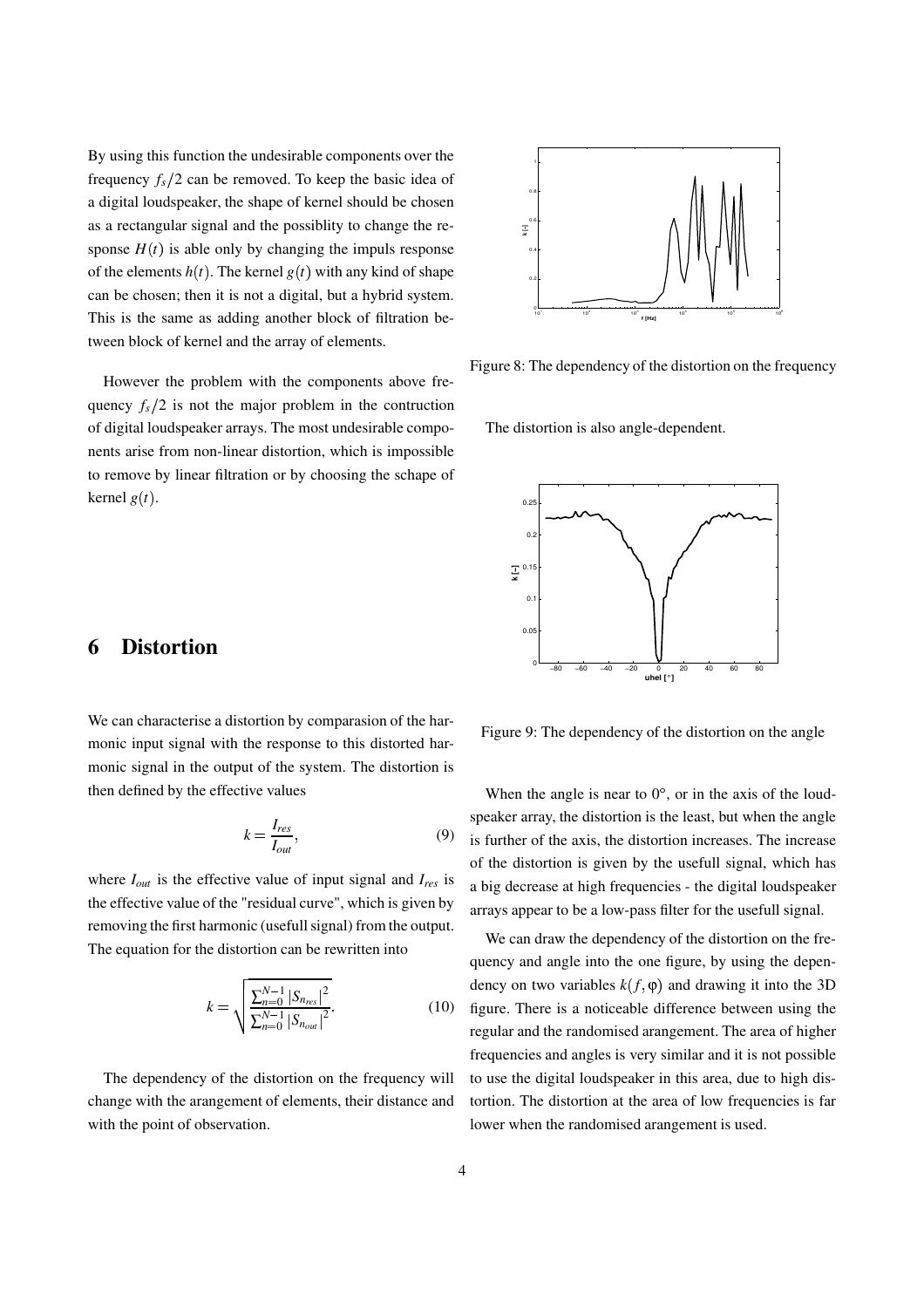By using this function the undesirable components over the frequency $f_s/2$ can be removed. To keep the basic idea of a digital loudspeaker, the shape of kernel should be chosen as a rectangular signal and the possiblity to change the response $H(t)$ is able only by changing the impuls response of the elements $h(t)$. The kernel $g(t)$ with any kind of shape can be chosen; then it is not a digital, but a hybrid system. This is the same as adding another block of filtration between block of kernel and the array of elements.

However the problem with the components above frequency $f_s/2$ is not the major problem in the contruction of digital loudspeaker arrays. The most undesirable components arise from non-linear distortion, which is impossible to remove by linear filtration or by choosing the schape of kernel $g(t)$.

## 6 Distortion

We can characterise a distortion by comparasion of the harmonic input signal with the response to this distorted harmonic signal in the output of the system. The distortion is then defined by the effective values

$$k = \frac{I_{res}}{I_{out}}, \tag{9}$$

where $I_{out}$ is the effective value of input signal and $I_{res}$ is the effective value of the "residual curve", which is given by removing the first harmonic (usefull signal) from the output. The equation for the distortion can be rewritten into

$$k = \sqrt{\frac{\sum_{n=0}^{N-1} |S_{n_{res}}|^2}{\sum_{n=0}^{N-1} |S_{n_{out}}|^2}}. \tag{10}$$

The dependency of the distortion on the frequency will change with the arangement of elements, their distance and with the point of observation.

Figure 8: The dependency of the distortion on the frequency

The distortion is also angle-dependent.

Figure 9: The dependency of the distortion on the angle

When the angle is near to 0°, or in the axis of the loudspeaker array, the distortion is the least, but when the angle is further of the axis, the distortion increases. The increase of the distortion is given by the usefull signal, which has a big decrease at high frequencies - the digital loudspeaker arrays appear to be a low-pass filter for the usefull signal.

We can draw the dependency of the distortion on the frequency and angle into the one figure, by using the dependency on two variables $k(f, \varphi)$ and drawing it into the 3D figure. There is a noticeable difference between using the regular and the randomised arangement. The area of higher frequencies and angles is very similar and it is not possible to use the digital loudspeaker in this area, due to high distortion. The distortion at the area of low frequencies is far lower when the randomised arangement is used.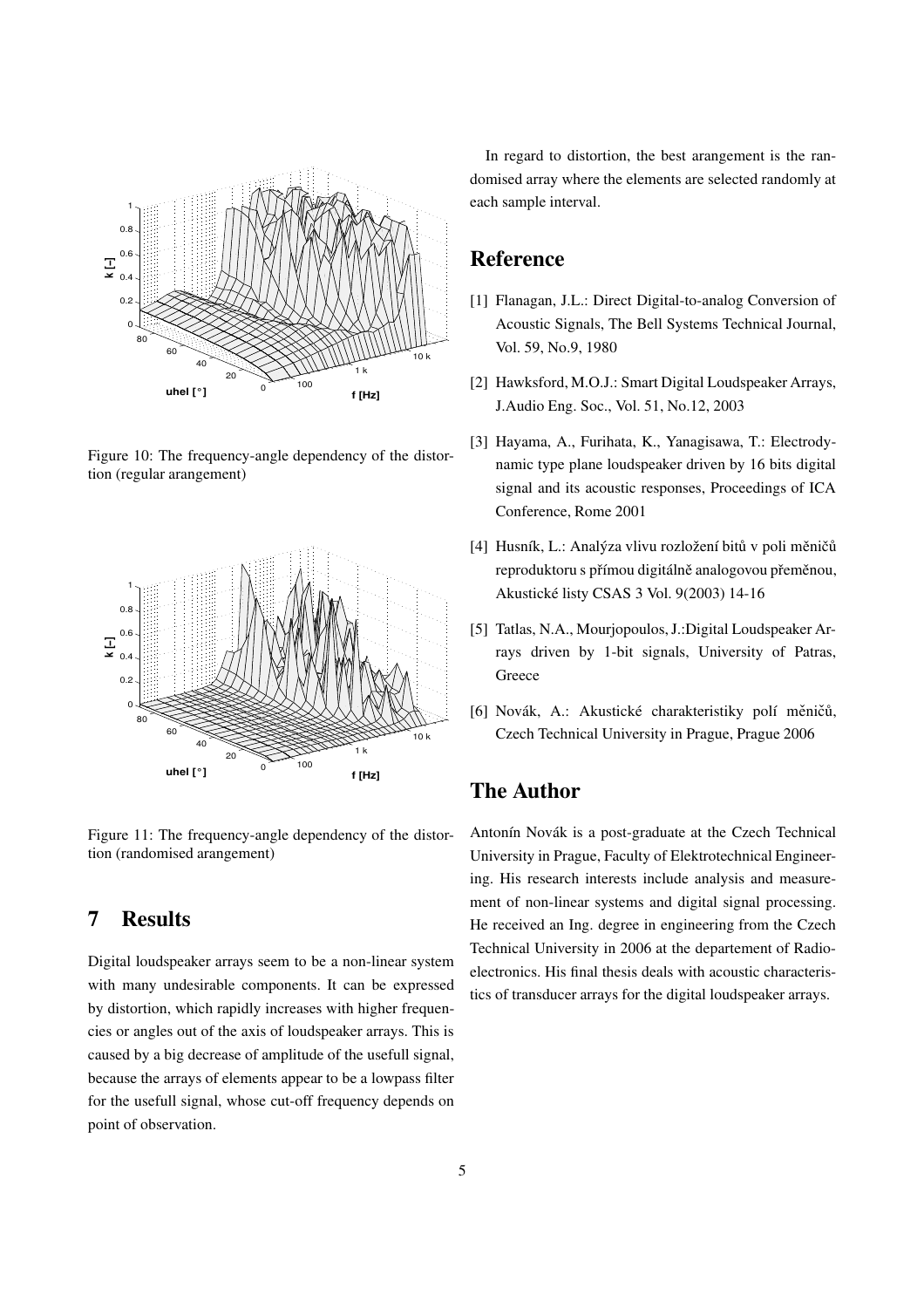1
0.8
0.6
0.4
0.2
0
k [-]
80
60
40
20
0
uhel [°]
100
1 k
10 k
f [Hz]

Figure 10: The frequency-angle dependency of the distortion (regular arangement)

1
0.8
0.6
0.4
0.2
0
k [-]
80
60
40
20
0
uhel [°]
100
1 k
10 k
f [Hz]

Figure 11: The frequency-angle dependency of the distortion (randomised arangement)

## 7 Results

Digital loudspeaker arrays seem to be a non-linear system with many undesirable components. It can be expressed by distortion, which rapidly increases with higher frequencies or angles out of the axis of loudspeaker arrays. This is caused by a big decrease of amplitude of the usefull signal, because the arrays of elements appear to be a lowpass filter for the usefull signal, whose cut-off frequency depends on point of observation.

In regard to distortion, the best arangement is the randomised array where the elements are selected randomly at each sample interval.

## Reference

[1] Flanagan, J.L.: Direct Digital-to-analog Conversion of Acoustic Signals, The Bell Systems Technical Journal, Vol. 59, No.9, 1980

[2] Hawksford, M.O.J.: Smart Digital Loudspeaker Arrays, J.Audio Eng. Soc., Vol. 51, No.12, 2003

[3] Hayama, A., Furihata, K., Yanagisawa, T.: Electrodynamic type plane loudspeaker driven by 16 bits digital signal and its acoustic responses, Proceedings of ICA Conference, Rome 2001

[4] Husník, L.: Analýza vlivu rozložení bitů v poli měničů reproduktoru s přímou digitálně analogovou přeměnou, Akustické listy CSAS 3 Vol. 9(2003) 14-16

[5] Tatlas, N.A., Mourjopoulos, J.:Digital Loudspeaker Arrays driven by 1-bit signals, University of Patras, Greece

[6] Novák, A.: Akustické charakteristiky polí měničů, Czech Technical University in Prague, Prague 2006

## The Author

Antonín Novák is a post-graduate at the Czech Technical University in Prague, Faculty of Elektrotechnical Engineering. His research interests include analysis and measurement of non-linear systems and digital signal processing. He received an Ing. degree in engineering from the Czech Technical University in 2006 at the departement of Radioelectronics. His final thesis deals with acoustic characteristics of transducer arrays for the digital loudspeaker arrays.